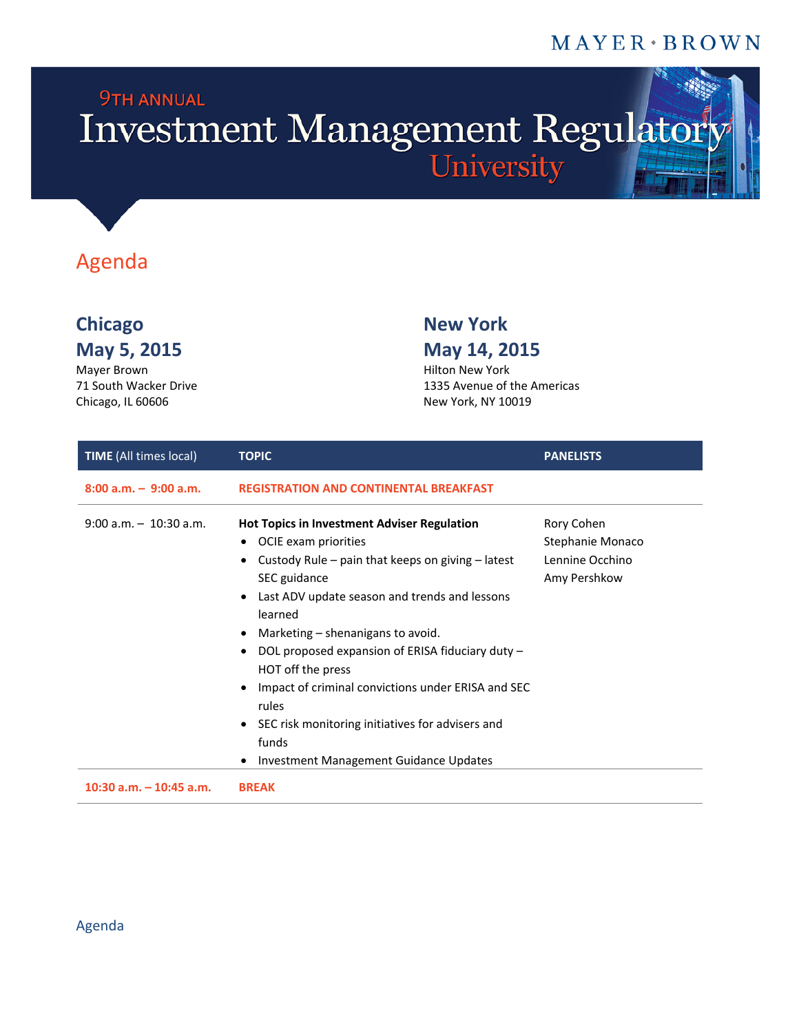MAYER • BROWN

9TH ANNUAL

# Investment Management Regulatory University

## Agenda

### Chicago
### May 5, 2015

Mayer Brown
71 South Wacker Drive
Chicago, IL 60606

### New York
### May 14, 2015

Hilton New York
1335 Avenue of the Americas
New York, NY 10019

| **TIME** (All times local) | **TOPIC** | **PANELISTS** |
|---|---|---|
| **8:00 a.m. – 9:00 a.m.** | **REGISTRATION AND CONTINENTAL BREAKFAST** | |
| 9:00 a.m. – 10:30 a.m. | **Hot Topics in Investment Adviser Regulation**<br>• OCIE exam priorities<br>• Custody Rule – pain that keeps on giving – latest SEC guidance<br>• Last ADV update season and trends and lessons learned<br>• Marketing – shenanigans to avoid.<br>• DOL proposed expansion of ERISA fiduciary duty – HOT off the press<br>• Impact of criminal convictions under ERISA and SEC rules<br>• SEC risk monitoring initiatives for advisers and funds<br>• Investment Management Guidance Updates | Rory Cohen<br>Stephanie Monaco<br>Lennine Occhino<br>Amy Pershkow |
| **10:30 a.m. – 10:45 a.m.** | **BREAK** | |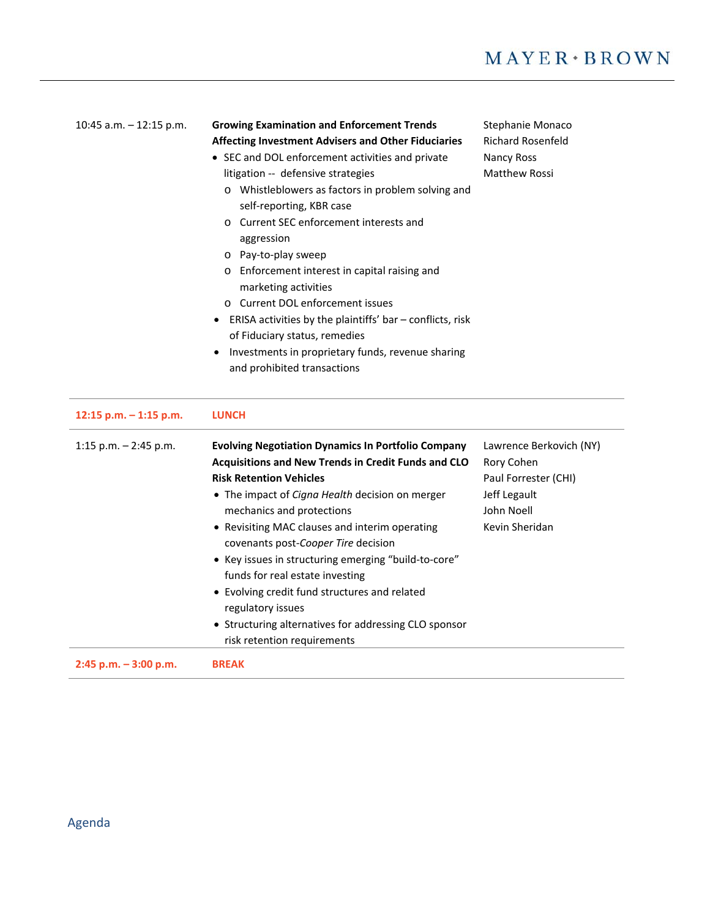| | | |
|---|---|---|
| 10:45 a.m. – 12:15 p.m. | **Growing Examination and Enforcement Trends Affecting Investment Advisers and Other Fiduciaries**<br>• SEC and DOL enforcement activities and private litigation -- defensive strategies<br>  o Whistleblowers as factors in problem solving and self-reporting, KBR case<br>  o Current SEC enforcement interests and aggression<br>  o Pay-to-play sweep<br>  o Enforcement interest in capital raising and marketing activities<br>  o Current DOL enforcement issues<br>• ERISA activities by the plaintiffs' bar – conflicts, risk of Fiduciary status, remedies<br>• Investments in proprietary funds, revenue sharing and prohibited transactions | Stephanie Monaco<br>Richard Rosenfeld<br>Nancy Ross<br>Matthew Rossi |
| **12:15 p.m. – 1:15 p.m.** | **LUNCH** | |
| 1:15 p.m. – 2:45 p.m. | **Evolving Negotiation Dynamics In Portfolio Company Acquisitions and New Trends in Credit Funds and CLO Risk Retention Vehicles**<br>• The impact of *Cigna Health* decision on merger mechanics and protections<br>• Revisiting MAC clauses and interim operating covenants post-*Cooper Tire* decision<br>• Key issues in structuring emerging "build-to-core" funds for real estate investing<br>• Evolving credit fund structures and related regulatory issues<br>• Structuring alternatives for addressing CLO sponsor risk retention requirements | Lawrence Berkovich (NY)<br>Rory Cohen<br>Paul Forrester (CHI)<br>Jeff Legault<br>John Noell<br>Kevin Sheridan |
| **2:45 p.m. – 3:00 p.m.** | **BREAK** | |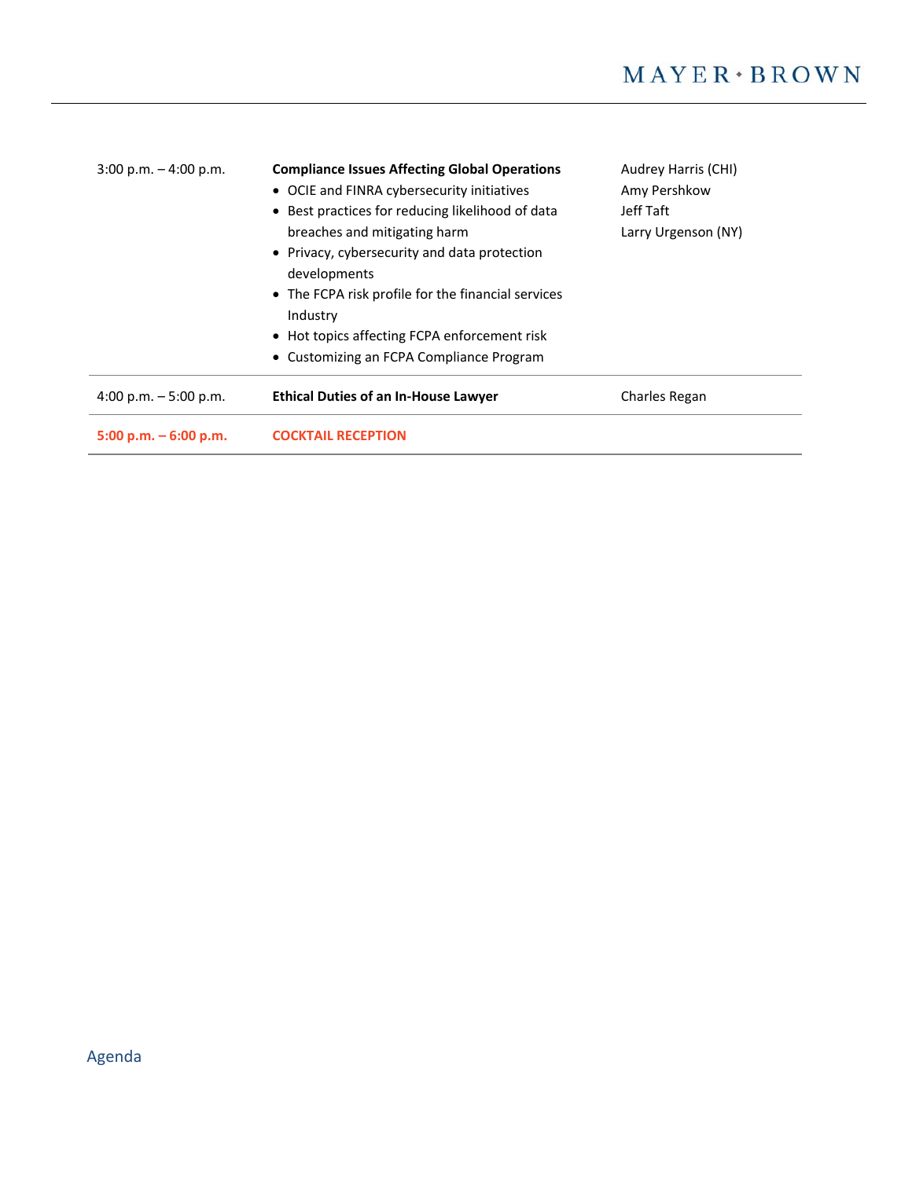| | | |
|---|---|---|
| 3:00 p.m. – 4:00 p.m. | **Compliance Issues Affecting Global Operations**<br>• OCIE and FINRA cybersecurity initiatives<br>• Best practices for reducing likelihood of data breaches and mitigating harm<br>• Privacy, cybersecurity and data protection developments<br>• The FCPA risk profile for the financial services Industry<br>• Hot topics affecting FCPA enforcement risk<br>• Customizing an FCPA Compliance Program | Audrey Harris (CHI)<br>Amy Pershkow<br>Jeff Taft<br>Larry Urgenson (NY) |
| 4:00 p.m. – 5:00 p.m. | **Ethical Duties of an In-House Lawyer** | Charles Regan |
| **5:00 p.m. – 6:00 p.m.** | **COCKTAIL RECEPTION** | |